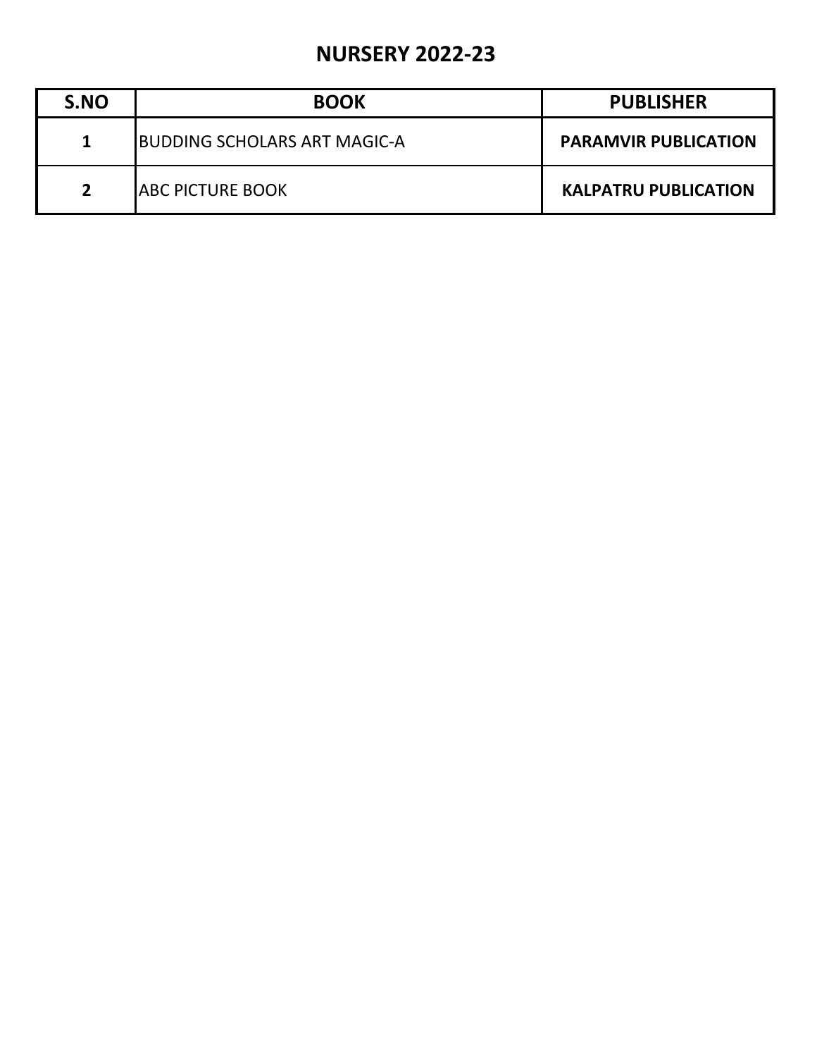# NURSERY 2022-23

| S.NO | BOOK | PUBLISHER |
|---|---|---|
| **1** | BUDDING SCHOLARS ART MAGIC-A | **PARAMVIR PUBLICATION** |
| **2** | ABC PICTURE BOOK | **KALPATRU PUBLICATION** |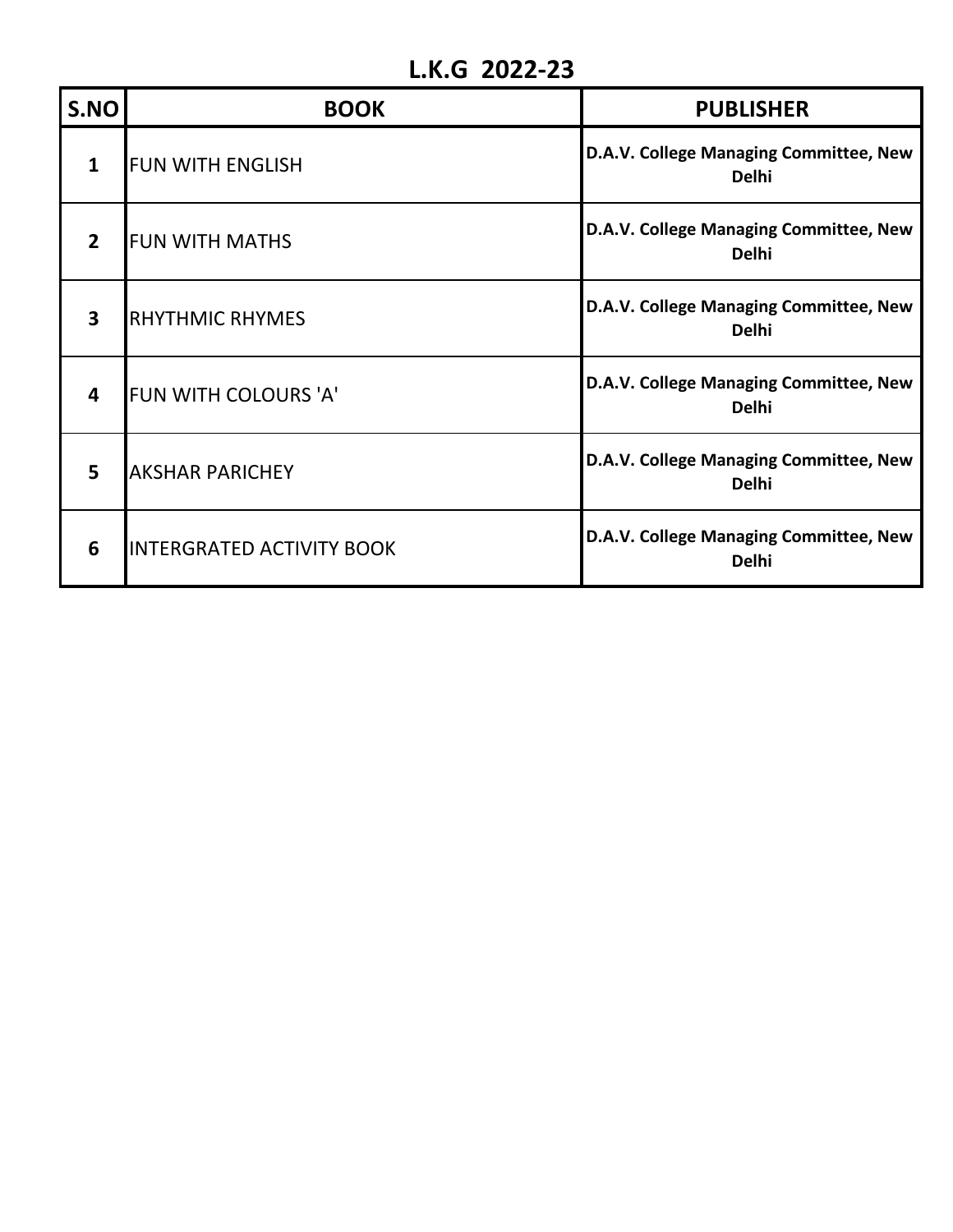# L.K.G 2022-23

| S.NO | BOOK | PUBLISHER |
| --- | --- | --- |
| 1 | FUN WITH ENGLISH | D.A.V. College Managing Committee, New Delhi |
| 2 | FUN WITH MATHS | D.A.V. College Managing Committee, New Delhi |
| 3 | RHYTHMIC RHYMES | D.A.V. College Managing Committee, New Delhi |
| 4 | FUN WITH COLOURS 'A' | D.A.V. College Managing Committee, New Delhi |
| 5 | AKSHAR PARICHEY | D.A.V. College Managing Committee, New Delhi |
| 6 | INTERGRATED ACTIVITY BOOK | D.A.V. College Managing Committee, New Delhi |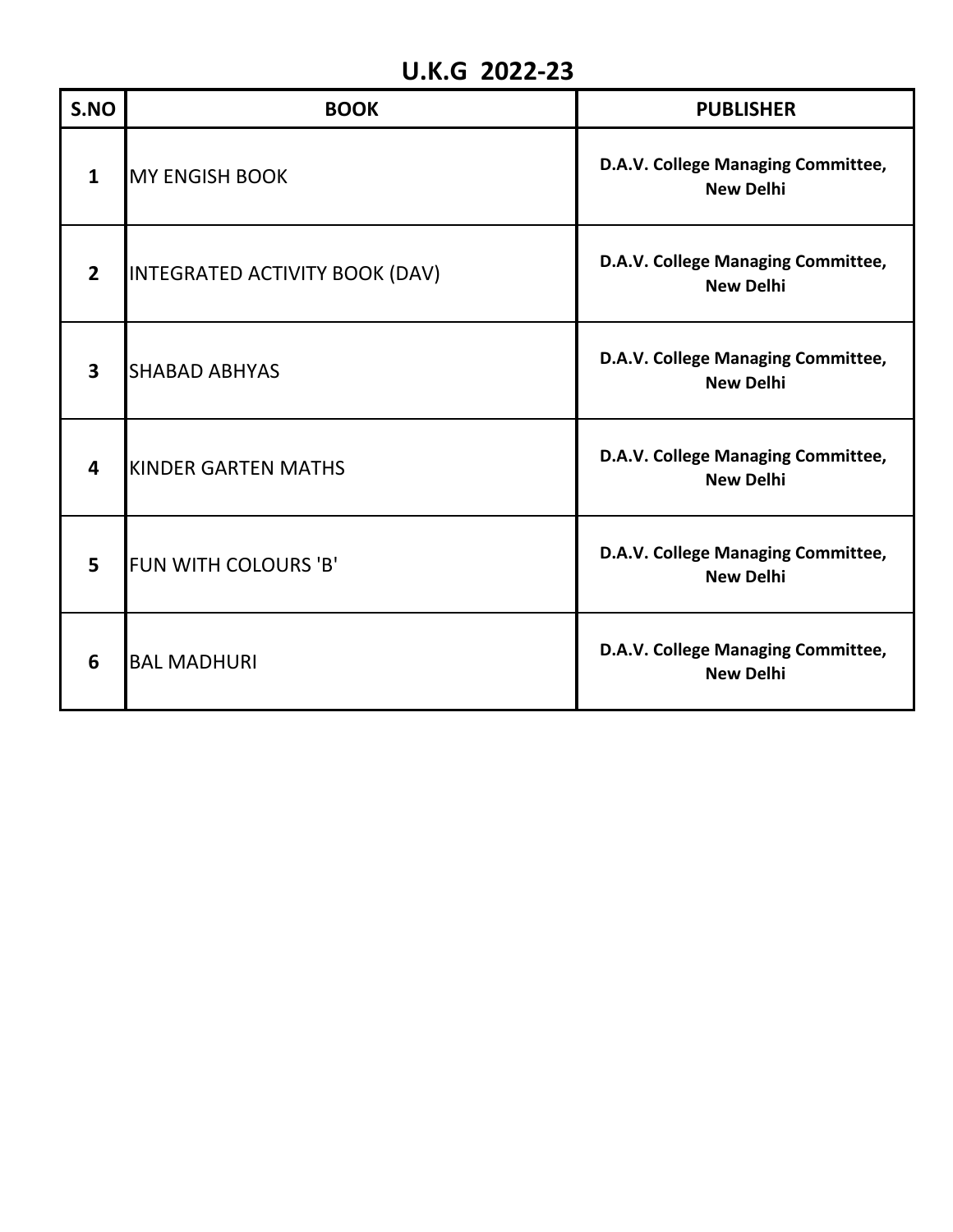# U.K.G 2022-23

| S.NO | BOOK | PUBLISHER |
|---|---|---|
| 1 | MY ENGISH BOOK | **D.A.V. College Managing Committee, New Delhi** |
| 2 | INTEGRATED ACTIVITY BOOK (DAV) | **D.A.V. College Managing Committee, New Delhi** |
| 3 | SHABAD ABHYAS | **D.A.V. College Managing Committee, New Delhi** |
| 4 | KINDER GARTEN MATHS | **D.A.V. College Managing Committee, New Delhi** |
| 5 | FUN WITH COLOURS 'B' | **D.A.V. College Managing Committee, New Delhi** |
| 6 | BAL MADHURI | **D.A.V. College Managing Committee, New Delhi** |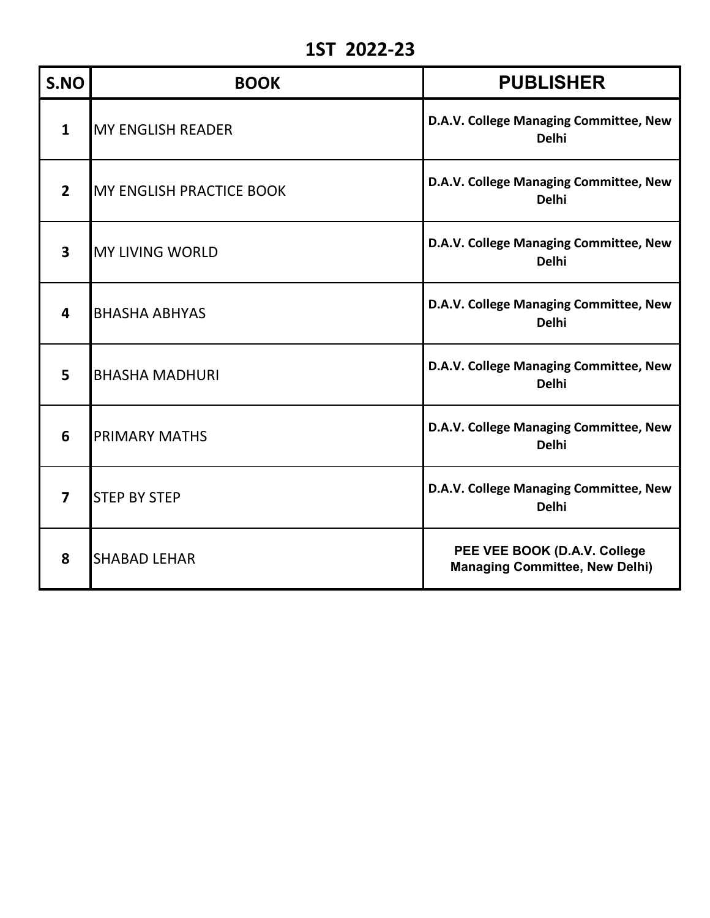# 1ST 2022-23

| S.NO | BOOK | PUBLISHER |
|---|---|---|
| 1 | MY ENGLISH READER | D.A.V. College Managing Committee, New Delhi |
| 2 | MY ENGLISH PRACTICE BOOK | D.A.V. College Managing Committee, New Delhi |
| 3 | MY LIVING WORLD | D.A.V. College Managing Committee, New Delhi |
| 4 | BHASHA ABHYAS | D.A.V. College Managing Committee, New Delhi |
| 5 | BHASHA MADHURI | D.A.V. College Managing Committee, New Delhi |
| 6 | PRIMARY MATHS | D.A.V. College Managing Committee, New Delhi |
| 7 | STEP BY STEP | D.A.V. College Managing Committee, New Delhi |
| 8 | SHABAD LEHAR | PEE VEE BOOK (D.A.V. College Managing Committee, New Delhi) |